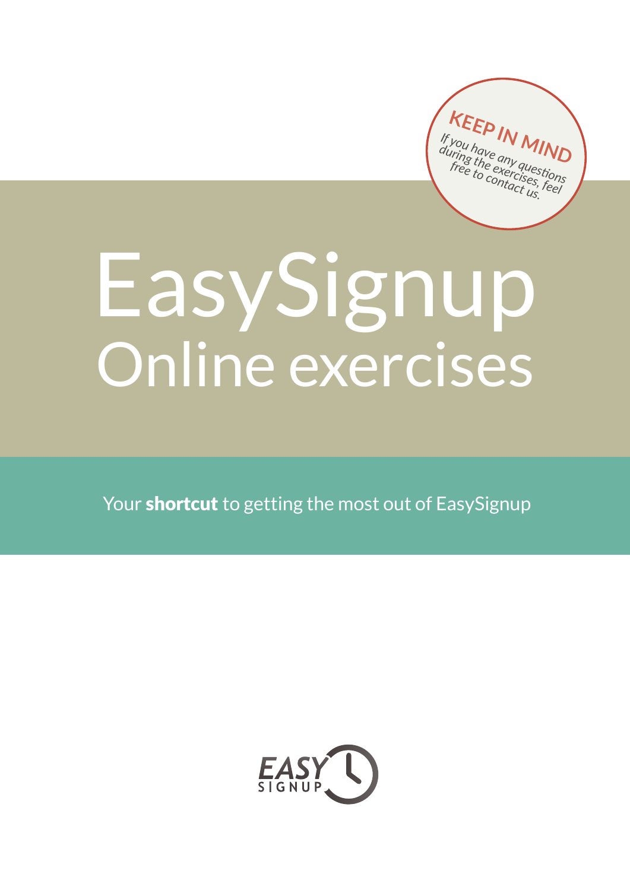**KEEP IN MIND**

*If you have any questions during the exercises, feel free to contact us.*

# EasySignup

## Online exercises

Your **shortcut** to getting the most out of EasySignup

EASY SIGNUP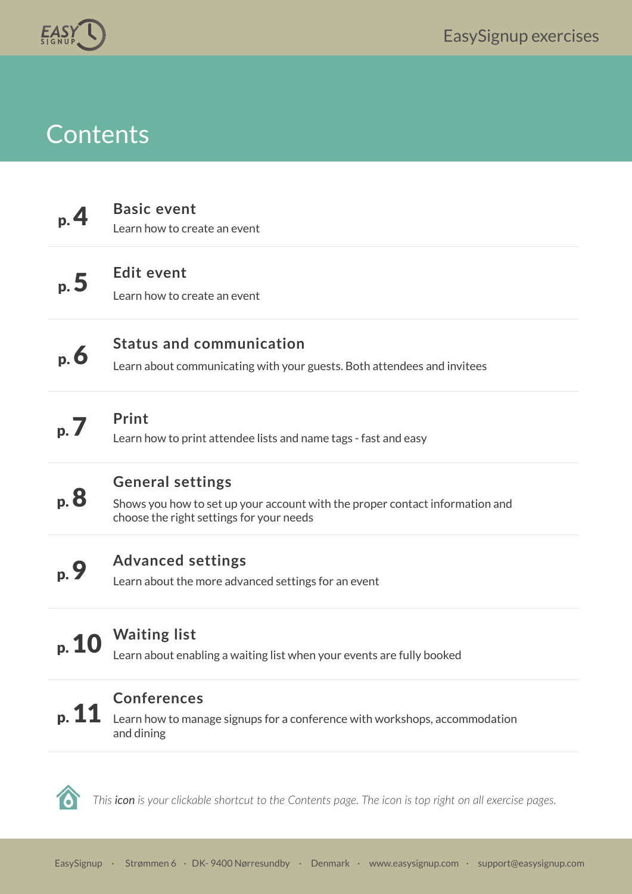# Contents

| | |
|---|---|
| p. 4 | **Basic event**<br>Learn how to create an event |
| p. 5 | **Edit event**<br>Learn how to create an event |
| p. 6 | **Status and communication**<br>Learn about communicating with your guests. Both attendees and invitees |
| p. 7 | **Print**<br>Learn how to print attendee lists and name tags - fast and easy |
| p. 8 | **General settings**<br>Shows you how to set up your account with the proper contact information and choose the right settings for your needs |
| p. 9 | **Advanced settings**<br>Learn about the more advanced settings for an event |
| p. 10 | **Waiting list**<br>Learn about enabling a waiting list when your events are fully booked |
| p. 11 | **Conferences**<br>Learn how to manage signups for a conference with workshops, accommodation and dining |

*This **icon** is your clickable shortcut to the Contents page. The icon is top right on all exercise pages.*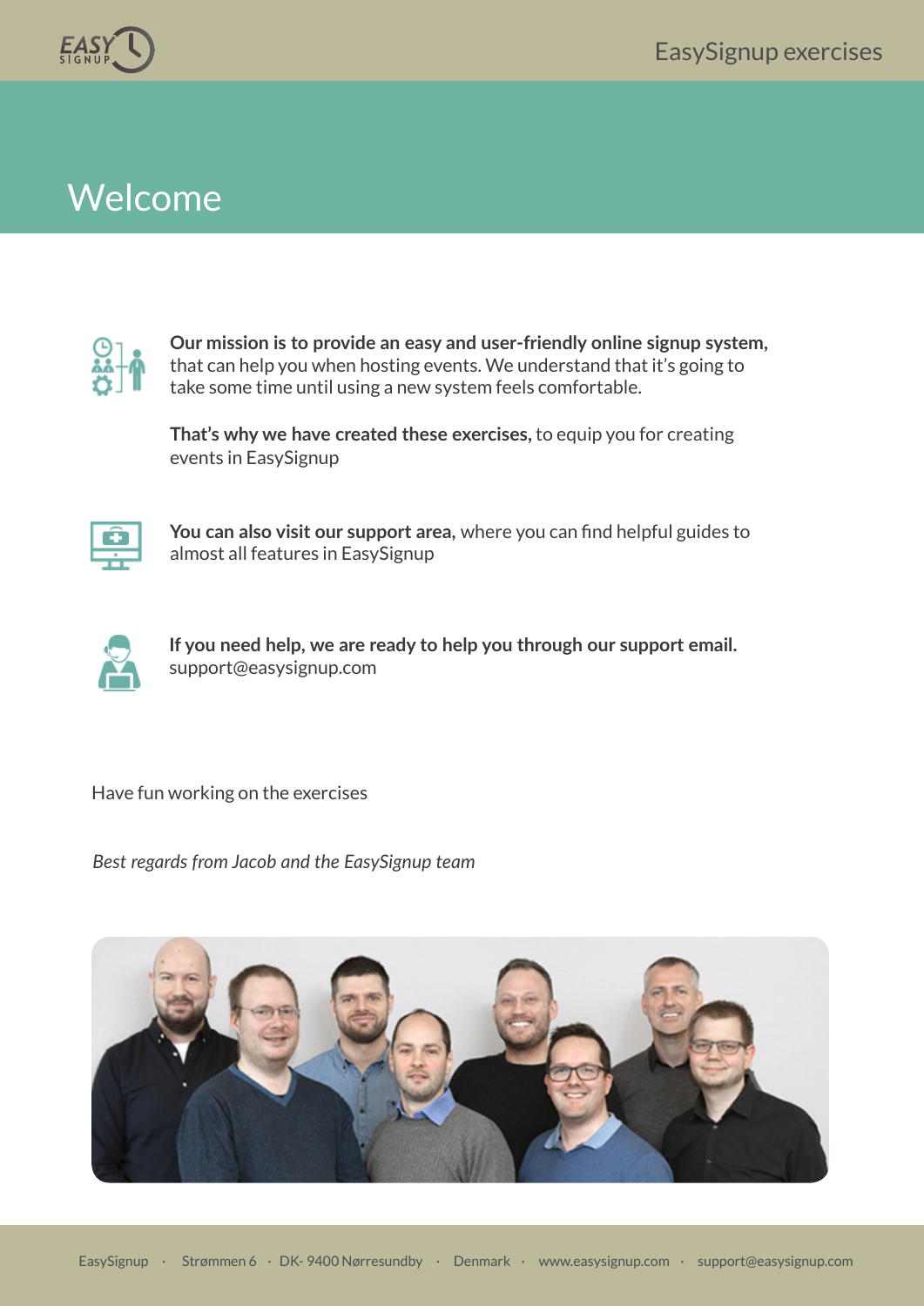# Welcome

**Our mission is to provide an easy and user-friendly online signup system,** that can help you when hosting events. We understand that it's going to take some time until using a new system feels comfortable.

**That's why we have created these exercises,** to equip you for creating events in EasySignup

**You can also visit our support area,** where you can find helpful guides to almost all features in EasySignup

**If you need help, we are ready to help you through our support email.**
support@easysignup.com

Have fun working on the exercises

*Best regards from Jacob and the EasySignup team*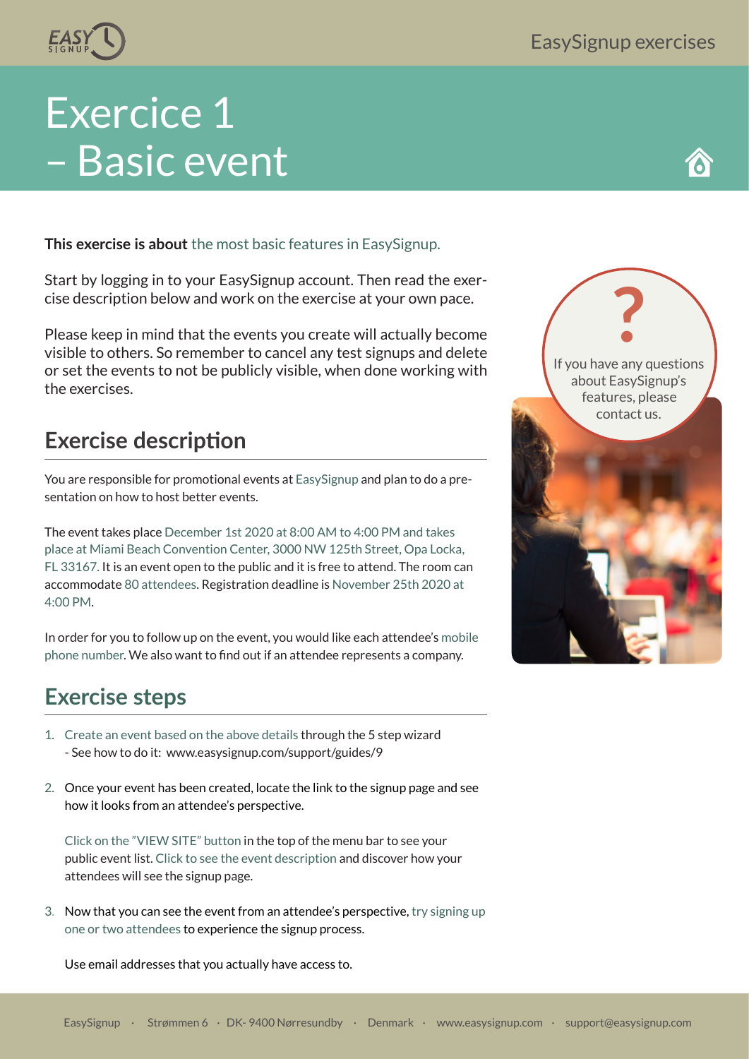# Exercise 1 – Basic event

**This exercise is about** the most basic features in EasySignup.

Start by logging in to your EasySignup account. Then read the exercise description below and work on the exercise at your own pace.

Please keep in mind that the events you create will actually become visible to others. So remember to cancel any test signups and delete or set the events to not be publicly visible, when done working with the exercises.

If you have any questions about EasySignup's features, please contact us.

## Exercise description

You are responsible for promotional events at EasySignup and plan to do a presentation on how to host better events.

The event takes place December 1st 2020 at 8:00 AM to 4:00 PM and takes place at Miami Beach Convention Center, 3000 NW 125th Street, Opa Locka, FL 33167. It is an event open to the public and it is free to attend. The room can accommodate 80 attendees. Registration deadline is November 25th 2020 at 4:00 PM.

In order for you to follow up on the event, you would like each attendee's mobile phone number. We also want to find out if an attendee represents a company.

## Exercise steps

1. Create an event based on the above details through the 5 step wizard
   - See how to do it: www.easysignup.com/support/guides/9

2. Once your event has been created, locate the link to the signup page and see how it looks from an attendee's perspective.

   Click on the "VIEW SITE" button in the top of the menu bar to see your public event list. Click to see the event description and discover how your attendees will see the signup page.

3. Now that you can see the event from an attendee's perspective, try signing up one or two attendees to experience the signup process.

   Use email addresses that you actually have access to.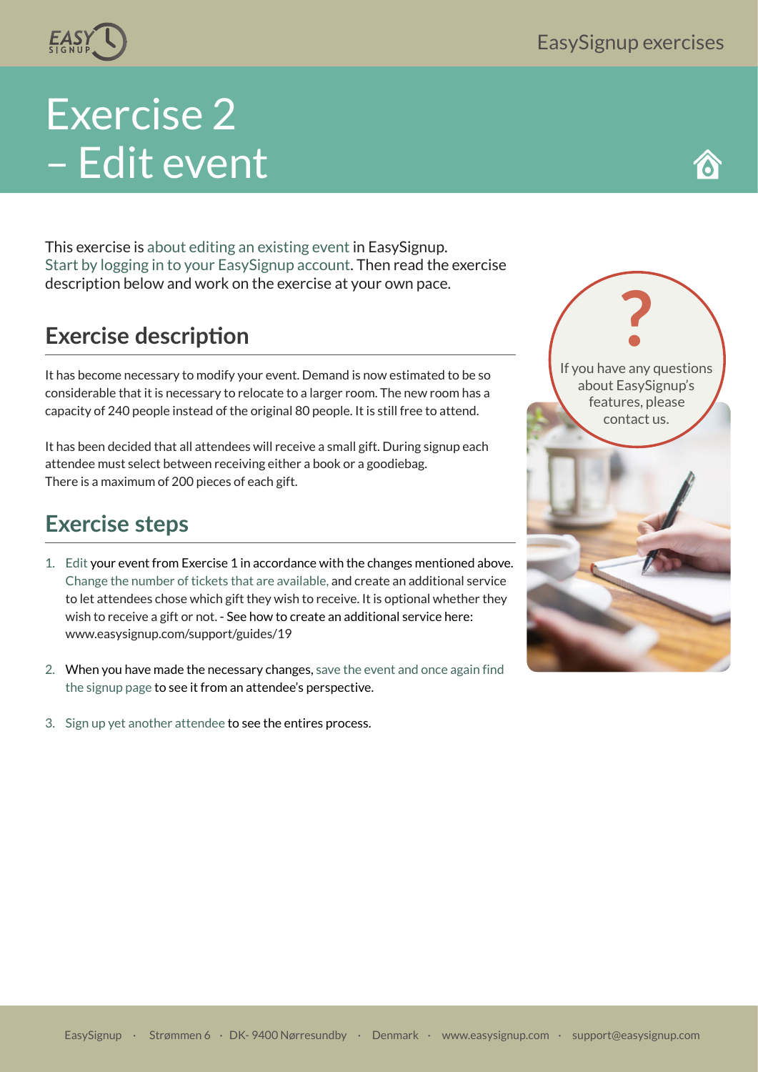# Exercise 2 – Edit event

This exercise is about editing an existing event in EasySignup. Start by logging in to your EasySignup account. Then read the exercise description below and work on the exercise at your own pace.

## Exercise description

It has become necessary to modify your event. Demand is now estimated to be so considerable that it is necessary to relocate to a larger room. The new room has a capacity of 240 people instead of the original 80 people. It is still free to attend.

It has been decided that all attendees will receive a small gift. During signup each attendee must select between receiving either a book or a goodiebag. There is a maximum of 200 pieces of each gift.

## Exercise steps

1. Edit your event from Exercise 1 in accordance with the changes mentioned above. Change the number of tickets that are available, and create an additional service to let attendees chose which gift they wish to receive. It is optional whether they wish to receive a gift or not. - See how to create an additional service here: www.easysignup.com/support/guides/19

2. When you have made the necessary changes, save the event and once again find the signup page to see it from an attendee's perspective.

3. Sign up yet another attendee to see the entires process.

If you have any questions about EasySignup's features, please contact us.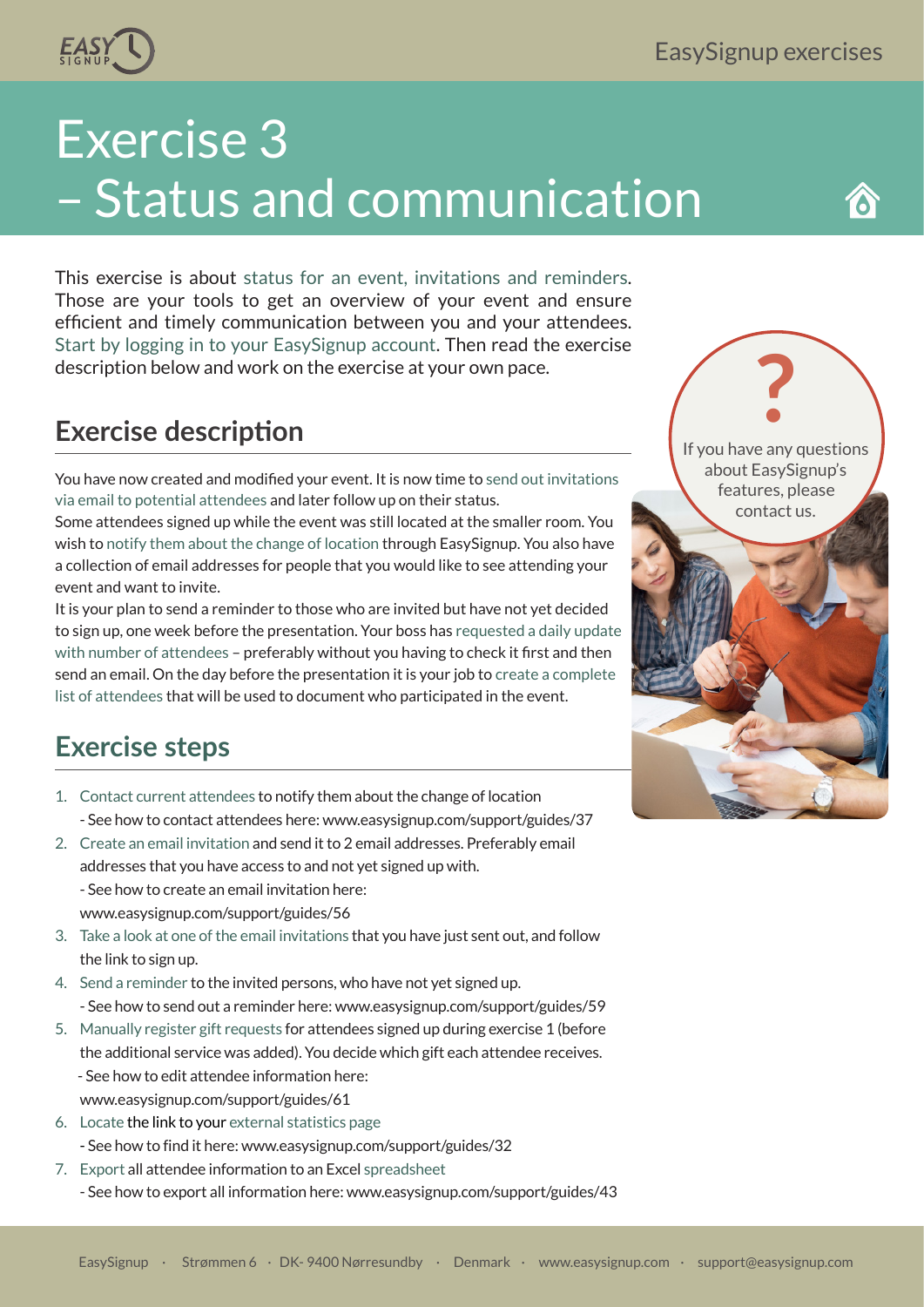// Page 6 — Exercise 3
# Exercise 3 – Status and communication

This exercise is about status for an event, invitations and reminders. Those are your tools to get an overview of your event and ensure efficient and timely communication between you and your attendees. Start by logging in to your EasySignup account. Then read the exercise description below and work on the exercise at your own pace.

If you have any questions about EasySignup's features, please contact us.

## Exercise description

You have now created and modified your event. It is now time to send out invitations via email to potential attendees and later follow up on their status.

Some attendees signed up while the event was still located at the smaller room. You wish to notify them about the change of location through EasySignup. You also have a collection of email addresses for people that you would like to see attending your event and want to invite.

It is your plan to send a reminder to those who are invited but have not yet decided to sign up, one week before the presentation. Your boss has requested a daily update with number of attendees – preferably without you having to check it first and then send an email. On the day before the presentation it is your job to create a complete list of attendees that will be used to document who participated in the event.

## Exercise steps

1. Contact current attendees to notify them about the change of location
   - See how to contact attendees here: www.easysignup.com/support/guides/37
2. Create an email invitation and send it to 2 email addresses. Preferably email addresses that you have access to and not yet signed up with.
   - See how to create an email invitation here: www.easysignup.com/support/guides/56
3. Take a look at one of the email invitations that you have just sent out, and follow the link to sign up.
4. Send a reminder to the invited persons, who have not yet signed up.
   - See how to send out a reminder here: www.easysignup.com/support/guides/59
5. Manually register gift requests for attendees signed up during exercise 1 (before the additional service was added). You decide which gift each attendee receives.
   - See how to edit attendee information here: www.easysignup.com/support/guides/61
6. Locate the link to your external statistics page
   - See how to find it here: www.easysignup.com/support/guides/32
7. Export all attendee information to an Excel spreadsheet
   - See how to export all information here: www.easysignup.com/support/guides/43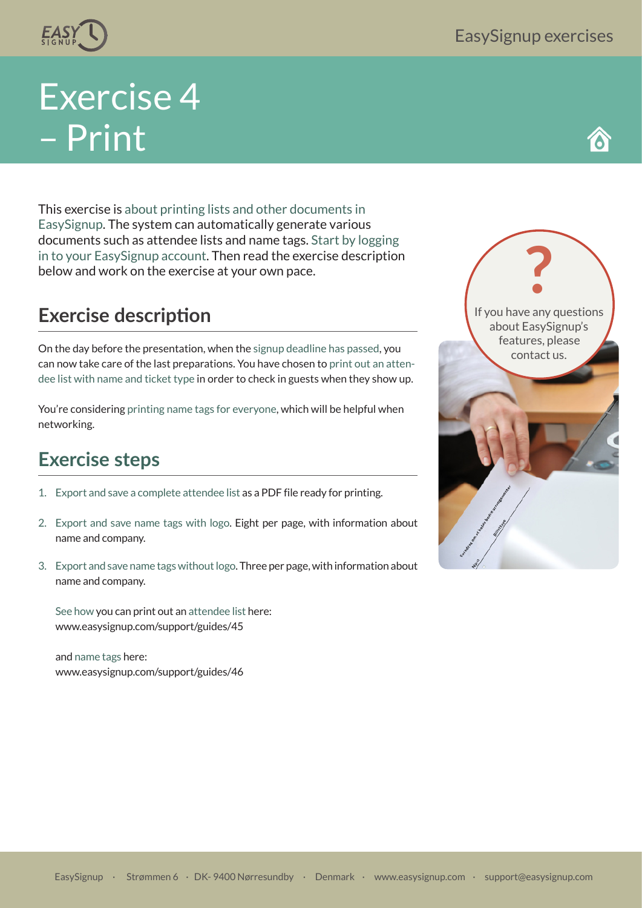# Exercise 4 – Print

This exercise is about printing lists and other documents in EasySignup. The system can automatically generate various documents such as attendee lists and name tags. Start by logging in to your EasySignup account. Then read the exercise description below and work on the exercise at your own pace.

If you have any questions about EasySignup's features, please contact us.

## Exercise description

On the day before the presentation, when the signup deadline has passed, you can now take care of the last preparations. You have chosen to print out an attendee list with name and ticket type in order to check in guests when they show up.

You're considering printing name tags for everyone, which will be helpful when networking.

## Exercise steps

1. Export and save a complete attendee list as a PDF file ready for printing.
2. Export and save name tags with logo. Eight per page, with information about name and company.
3. Export and save name tags without logo. Three per page, with information about name and company.

   See how you can print out an attendee list here:
   www.easysignup.com/support/guides/45

   and name tags here:
   www.easysignup.com/support/guides/46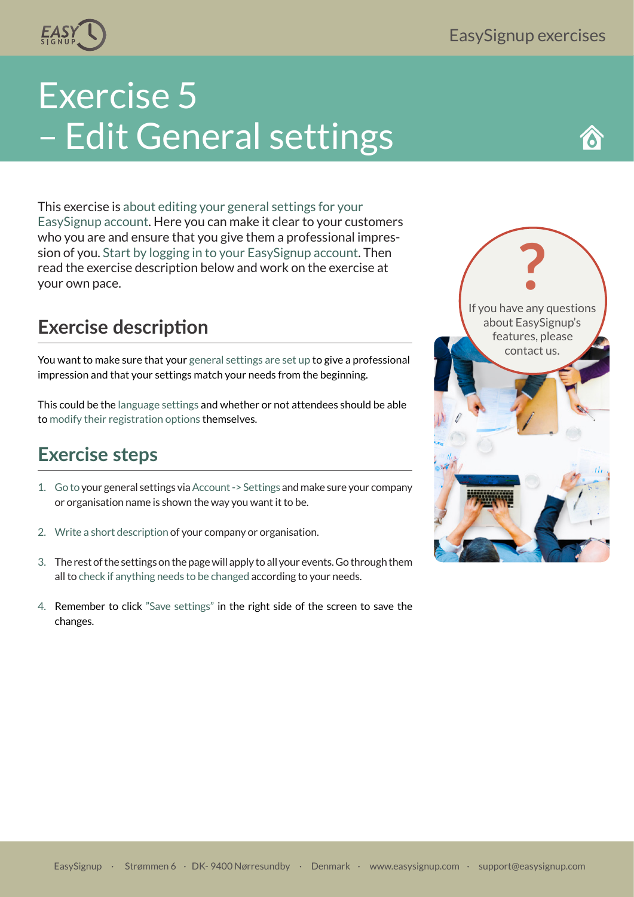# Exercise 5 – Edit General settings

This exercise is about editing your general settings for your EasySignup account. Here you can make it clear to your customers who you are and ensure that you give them a professional impression of you. Start by logging in to your EasySignup account. Then read the exercise description below and work on the exercise at your own pace.

If you have any questions about EasySignup's features, please contact us.

## Exercise description

You want to make sure that your general settings are set up to give a professional impression and that your settings match your needs from the beginning.

This could be the language settings and whether or not attendees should be able to modify their registration options themselves.

## Exercise steps

1. Go to your general settings via Account -> Settings and make sure your company or organisation name is shown the way you want it to be.
2. Write a short description of your company or organisation.
3. The rest of the settings on the page will apply to all your events. Go through them all to check if anything needs to be changed according to your needs.
4. Remember to click "Save settings" in the right side of the screen to save the changes.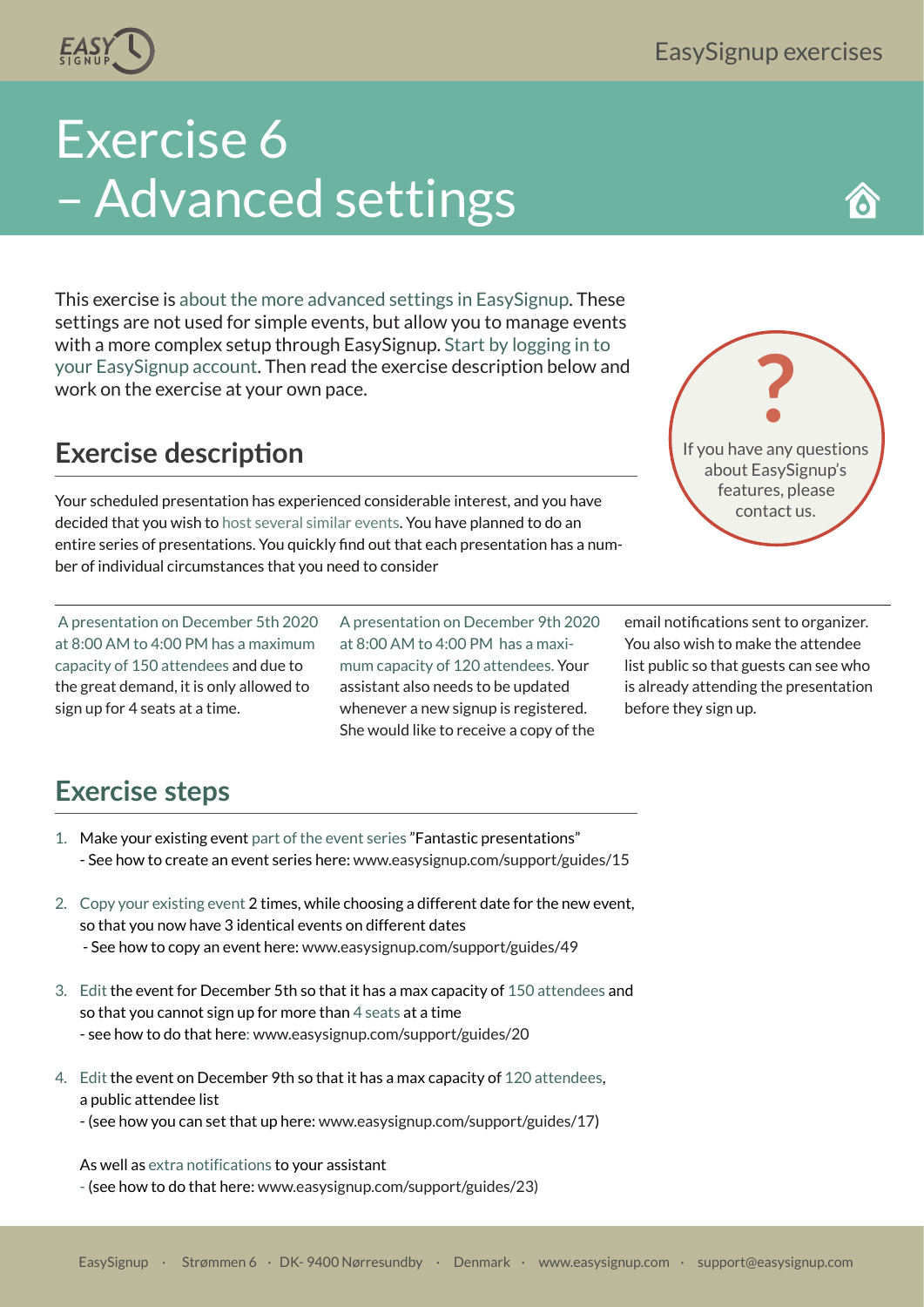# Exercise 6 – Advanced settings

This exercise is about the more advanced settings in EasySignup. These settings are not used for simple events, but allow you to manage events with a more complex setup through EasySignup. Start by logging in to your EasySignup account. Then read the exercise description below and work on the exercise at your own pace.

If you have any questions about EasySignup's features, please contact us.

## Exercise description

Your scheduled presentation has experienced considerable interest, and you have decided that you wish to host several similar events. You have planned to do an entire series of presentations. You quickly find out that each presentation has a number of individual circumstances that you need to consider

A presentation on December 5th 2020 at 8:00 AM to 4:00 PM has a maximum capacity of 150 attendees and due to the great demand, it is only allowed to sign up for 4 seats at a time.

A presentation on December 9th 2020 at 8:00 AM to 4:00 PM has a maximum capacity of 120 attendees. Your assistant also needs to be updated whenever a new signup is registered. She would like to receive a copy of the email notifications sent to organizer. You also wish to make the attendee list public so that guests can see who is already attending the presentation before they sign up.

## Exercise steps

1. Make your existing event part of the event series "Fantastic presentations"
   - See how to create an event series here: www.easysignup.com/support/guides/15

2. Copy your existing event 2 times, while choosing a different date for the new event, so that you now have 3 identical events on different dates
   - See how to copy an event here: www.easysignup.com/support/guides/49

3. Edit the event for December 5th so that it has a max capacity of 150 attendees and so that you cannot sign up for more than 4 seats at a time
   - see how to do that here: www.easysignup.com/support/guides/20

4. Edit the event on December 9th so that it has a max capacity of 120 attendees, a public attendee list
   - (see how you can set that up here: www.easysignup.com/support/guides/17)

   As well as extra notifications to your assistant
   - (see how to do that here: www.easysignup.com/support/guides/23)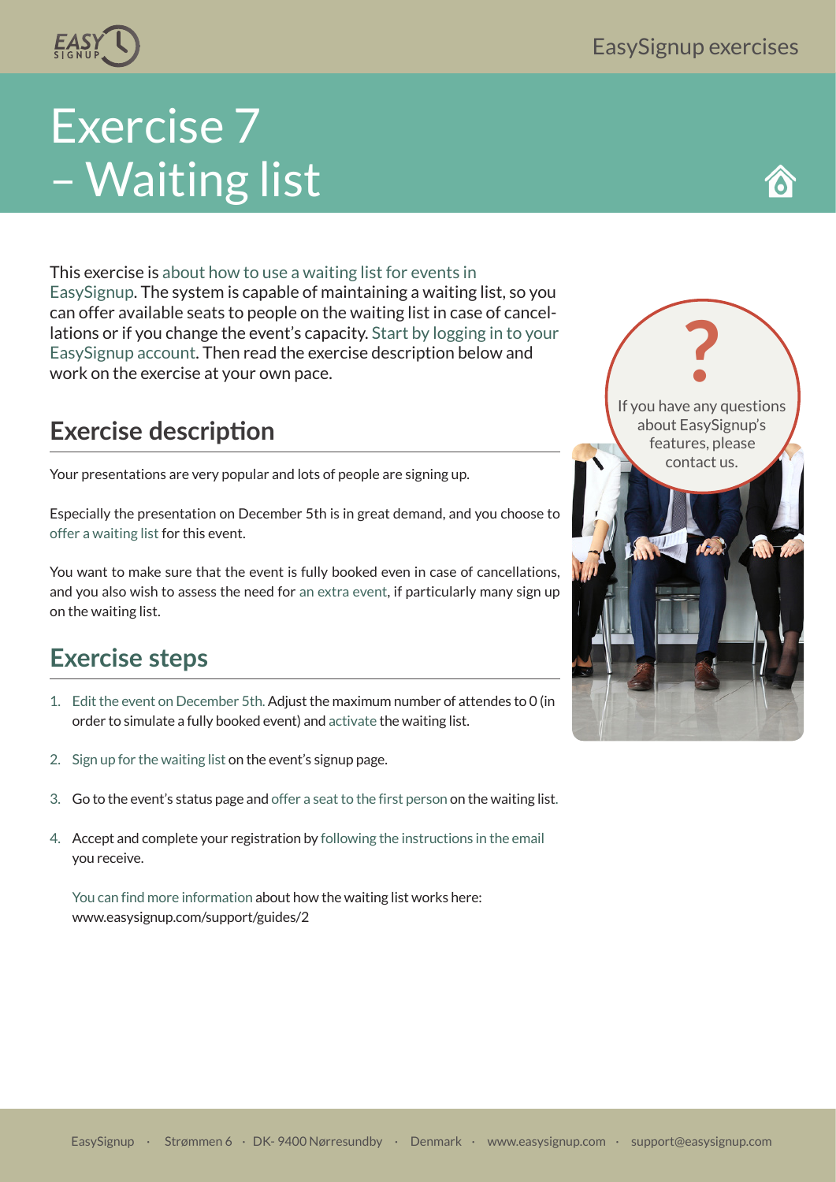# Exercise 7 – Waiting list

This exercise is about how to use a waiting list for events in EasySignup. The system is capable of maintaining a waiting list, so you can offer available seats to people on the waiting list in case of cancellations or if you change the event's capacity. Start by logging in to your EasySignup account. Then read the exercise description below and work on the exercise at your own pace.

If you have any questions about EasySignup's features, please contact us.

## Exercise description

Your presentations are very popular and lots of people are signing up.

Especially the presentation on December 5th is in great demand, and you choose to offer a waiting list for this event.

You want to make sure that the event is fully booked even in case of cancellations, and you also wish to assess the need for an extra event, if particularly many sign up on the waiting list.

## Exercise steps

1. Edit the event on December 5th. Adjust the maximum number of attendes to 0 (in order to simulate a fully booked event) and activate the waiting list.
2. Sign up for the waiting list on the event's signup page.
3. Go to the event's status page and offer a seat to the first person on the waiting list.
4. Accept and complete your registration by following the instructions in the email you receive.

   You can find more information about how the waiting list works here: www.easysignup.com/support/guides/2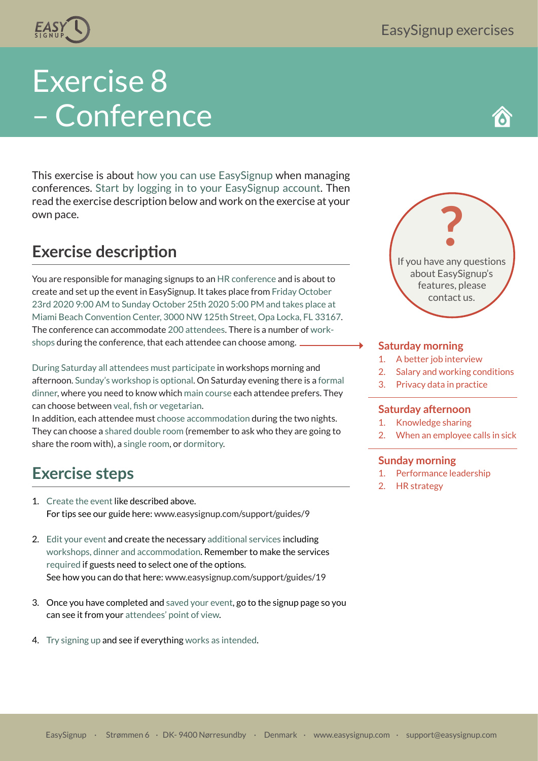# Exercise 8 – Conference

This exercise is about how you can use EasySignup when managing conferences. Start by logging in to your EasySignup account. Then read the exercise description below and work on the exercise at your own pace.

## Exercise description

You are responsible for managing signups to an HR conference and is about to create and set up the event in EasySignup. It takes place from Friday October 23rd 2020 9:00 AM to Sunday October 25th 2020 5:00 PM and takes place at Miami Beach Convention Center, 3000 NW 125th Street, Opa Locka, FL 33167. The conference can accommodate 200 attendees. There is a number of workshops during the conference, that each attendee can choose among.

During Saturday all attendees must participate in workshops morning and afternoon. Sunday's workshop is optional. On Saturday evening there is a formal dinner, where you need to know which main course each attendee prefers. They can choose between veal, fish or vegetarian.
In addition, each attendee must choose accommodation during the two nights. They can choose a shared double room (remember to ask who they are going to share the room with), a single room, or dormitory.

### Saturday morning

1. A better job interview
2. Salary and working conditions
3. Privacy data in practice

### Saturday afternoon

1. Knowledge sharing
2. When an employee calls in sick

### Sunday morning

1. Performance leadership
2. HR strategy

## Exercise steps

1. Create the event like described above.
   For tips see our guide here: www.easysignup.com/support/guides/9

2. Edit your event and create the necessary additional services including workshops, dinner and accommodation. Remember to make the services required if guests need to select one of the options.
   See how you can do that here: www.easysignup.com/support/guides/19

3. Once you have completed and saved your event, go to the signup page so you can see it from your attendees' point of view.

4. Try signing up and see if everything works as intended.

If you have any questions about EasySignup's features, please contact us.

EasySignup · Strømmen 6 · DK- 9400 Nørresundby · Denmark · www.easysignup.com · support@easysignup.com